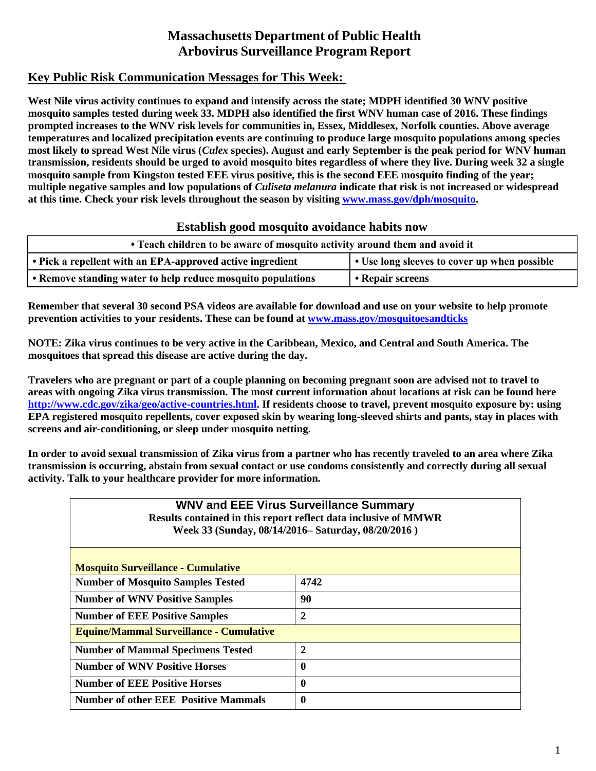# Massachusetts Department of Public Health
# Arbovirus Surveillance Program Report

## Key Public Risk Communication Messages for This Week:

**West Nile virus activity continues to expand and intensify across the state; MDPH identified 30 WNV positive mosquito samples tested during week 33. MDPH also identified the first WNV human case of 2016. These findings prompted increases to the WNV risk levels for communities in, Essex, Middlesex, Norfolk counties. Above average temperatures and localized precipitation events are continuing to produce large mosquito populations among species most likely to spread West Nile virus (*Culex* species). August and early September is the peak period for WNV human transmission, residents should be urged to avoid mosquito bites regardless of where they live. During week 32 a single mosquito sample from Kingston tested EEE virus positive, this is the second EEE mosquito finding of the year; multiple negative samples and low populations of *Culiseta melanura* indicate that risk is not increased or widespread at this time. Check your risk levels throughout the season by visiting www.mass.gov/dph/mosquito.**

### Establish good mosquito avoidance habits now

| • Teach children to be aware of mosquito activity around them and avoid it | |
|---|---|
| • Pick a repellent with an EPA-approved active ingredient | • Use long sleeves to cover up when possible |
| • Remove standing water to help reduce mosquito populations | • Repair screens |

**Remember that several 30 second PSA videos are available for download and use on your website to help promote prevention activities to your residents. These can be found at www.mass.gov/mosquitoesandticks**

**NOTE: Zika virus continues to be very active in the Caribbean, Mexico, and Central and South America. The mosquitoes that spread this disease are active during the day.**

**Travelers who are pregnant or part of a couple planning on becoming pregnant soon are advised not to travel to areas with ongoing Zika virus transmission. The most current information about locations at risk can be found here http://www.cdc.gov/zika/geo/active-countries.html. If residents choose to travel, prevent mosquito exposure by: using EPA registered mosquito repellents, cover exposed skin by wearing long-sleeved shirts and pants, stay in places with screens and air-conditioning, or sleep under mosquito netting.**

**In order to avoid sexual transmission of Zika virus from a partner who has recently traveled to an area where Zika transmission is occurring, abstain from sexual contact or use condoms consistently and correctly during all sexual activity. Talk to your healthcare provider for more information.**

| WNV and EEE Virus Surveillance Summary<br>Results contained in this report reflect data inclusive of MMWR Week 33 (Sunday, 08/14/2016– Saturday, 08/20/2016 ) | |
|---|---|
| **Mosquito Surveillance - Cumulative** | |
| Number of Mosquito Samples Tested | 4742 |
| Number of WNV Positive Samples | 90 |
| Number of EEE Positive Samples | 2 |
| **Equine/Mammal Surveillance - Cumulative** | |
| Number of Mammal Specimens Tested | 2 |
| Number of WNV Positive Horses | 0 |
| Number of EEE Positive Horses | 0 |
| Number of other EEE Positive Mammals | 0 |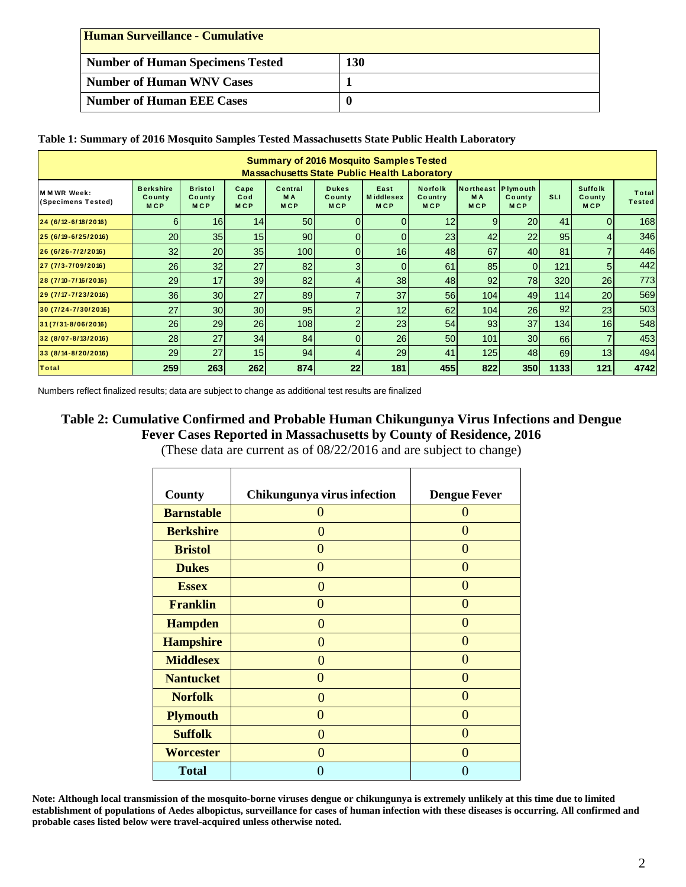| Human Surveillance - Cumulative | |
|---|---|
| **Number of Human Specimens Tested** | **130** |
| **Number of Human WNV Cases** | **1** |
| **Number of Human EEE Cases** | **0** |

**Table 1: Summary of 2016 Mosquito Samples Tested Massachusetts State Public Health Laboratory**

| Summary of 2016 Mosquito Samples Tested Massachusetts State Public Health Laboratory | | | | | | | | | | | | |
|---|---|---|---|---|---|---|---|---|---|---|---|---|
| MMWR Week: (Specimens Tested) | Berkshire County MCP | Bristol County MCP | Cape Cod MCP | Central MA MCP | Dukes County MCP | East Middlesex MCP | Norfolk Country MCP | Northeast MA MCP | Plymouth County MCP | SLI | Suffolk County MCP | Total Tested |
| 24 (6/12-6/18/2016) | 6 | 16 | 14 | 50 | 0 | 0 | 12 | 9 | 20 | 41 | 0 | 168 |
| 25 (6/19-6/25/2016) | 20 | 35 | 15 | 90 | 0 | 0 | 23 | 42 | 22 | 95 | 4 | 346 |
| 26 (6/26-7/2/2016) | 32 | 20 | 35 | 100 | 0 | 16 | 48 | 67 | 40 | 81 | 7 | 446 |
| 27 (7/3-7/09/2016) | 26 | 32 | 27 | 82 | 3 | 0 | 61 | 85 | 0 | 121 | 5 | 442 |
| 28 (7/10-7/16/2016) | 29 | 17 | 39 | 82 | 4 | 38 | 48 | 92 | 78 | 320 | 26 | 773 |
| 29 (7/17-7/23/2016) | 36 | 30 | 27 | 89 | 7 | 37 | 56 | 104 | 49 | 114 | 20 | 569 |
| 30 (7/24-7/30/2016) | 27 | 30 | 30 | 95 | 2 | 12 | 62 | 104 | 26 | 92 | 23 | 503 |
| 31 (7/31-8/06/2016) | 26 | 29 | 26 | 108 | 2 | 23 | 54 | 93 | 37 | 134 | 16 | 548 |
| 32 (8/07-8/13/2016) | 28 | 27 | 34 | 84 | 0 | 26 | 50 | 101 | 30 | 66 | 7 | 453 |
| 33 (8/14-8/20/2016) | 29 | 27 | 15 | 94 | 4 | 29 | 41 | 125 | 48 | 69 | 13 | 494 |
| **Total** | **259** | **263** | **262** | **874** | **22** | **181** | **455** | **822** | **350** | **1133** | **121** | **4742** |

Numbers reflect finalized results; data are subject to change as additional test results are finalized

## Table 2: Cumulative Confirmed and Probable Human Chikungunya Virus Infections and Dengue Fever Cases Reported in Massachusetts by County of Residence, 2016

(These data are current as of 08/22/2016 and are subject to change)

| County | Chikungunya virus infection | Dengue Fever |
|---|---|---|
| **Barnstable** | 0 | 0 |
| **Berkshire** | 0 | 0 |
| **Bristol** | 0 | 0 |
| **Dukes** | 0 | 0 |
| **Essex** | 0 | 0 |
| **Franklin** | 0 | 0 |
| **Hampden** | 0 | 0 |
| **Hampshire** | 0 | 0 |
| **Middlesex** | 0 | 0 |
| **Nantucket** | 0 | 0 |
| **Norfolk** | 0 | 0 |
| **Plymouth** | 0 | 0 |
| **Suffolk** | 0 | 0 |
| **Worcester** | 0 | 0 |
| **Total** | 0 | 0 |

**Note: Although local transmission of the mosquito-borne viruses dengue or chikungunya is extremely unlikely at this time due to limited establishment of populations of Aedes albopictus, surveillance for cases of human infection with these diseases is occurring. All confirmed and probable cases listed below were travel-acquired unless otherwise noted.**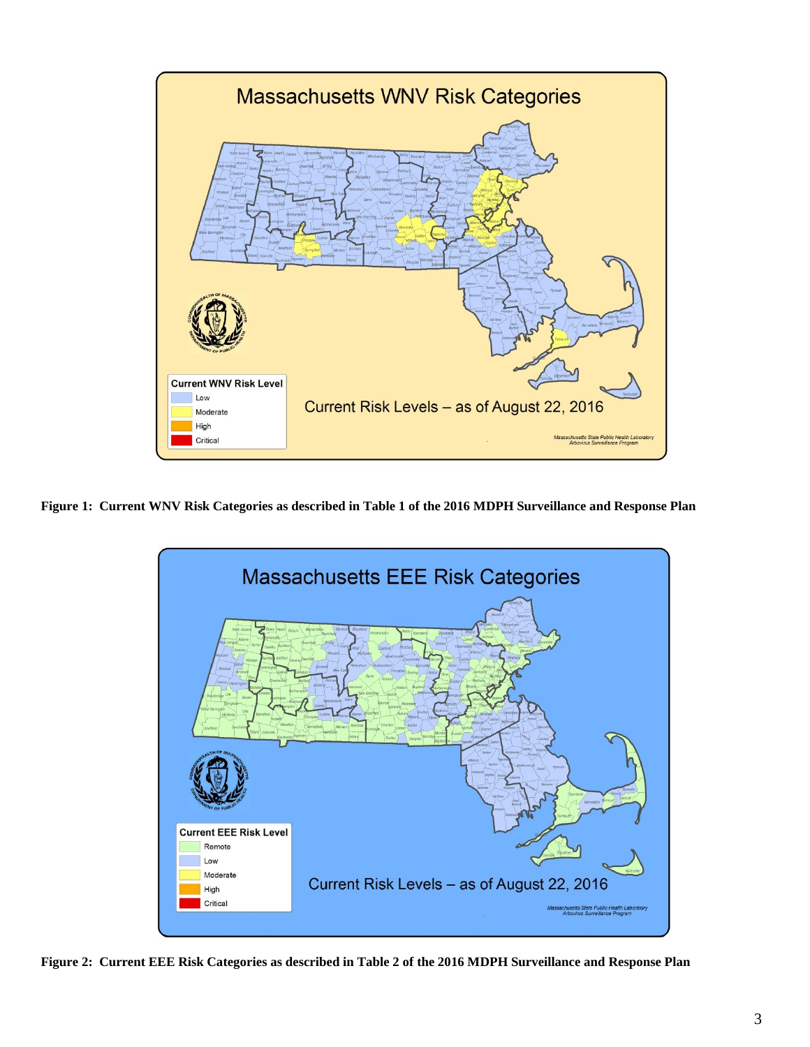**Figure 1: Current WNV Risk Categories as described in Table 1 of the 2016 MDPH Surveillance and Response Plan**

**Figure 2: Current EEE Risk Categories as described in Table 2 of the 2016 MDPH Surveillance and Response Plan**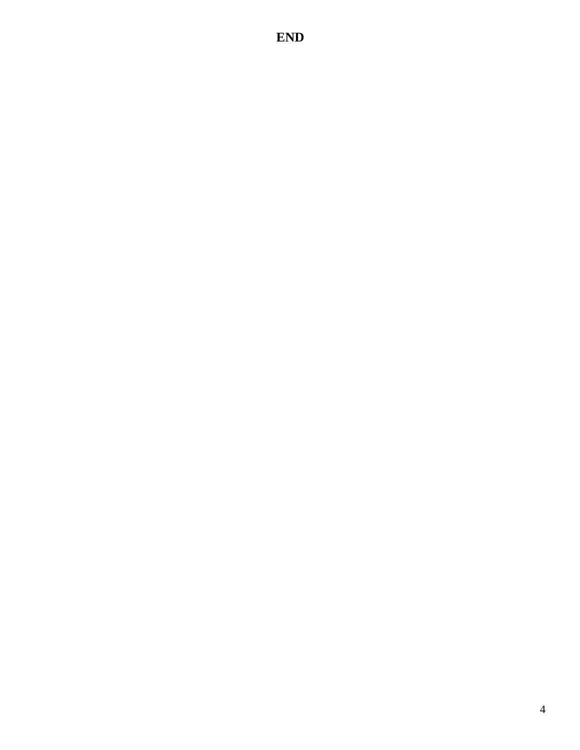**END**